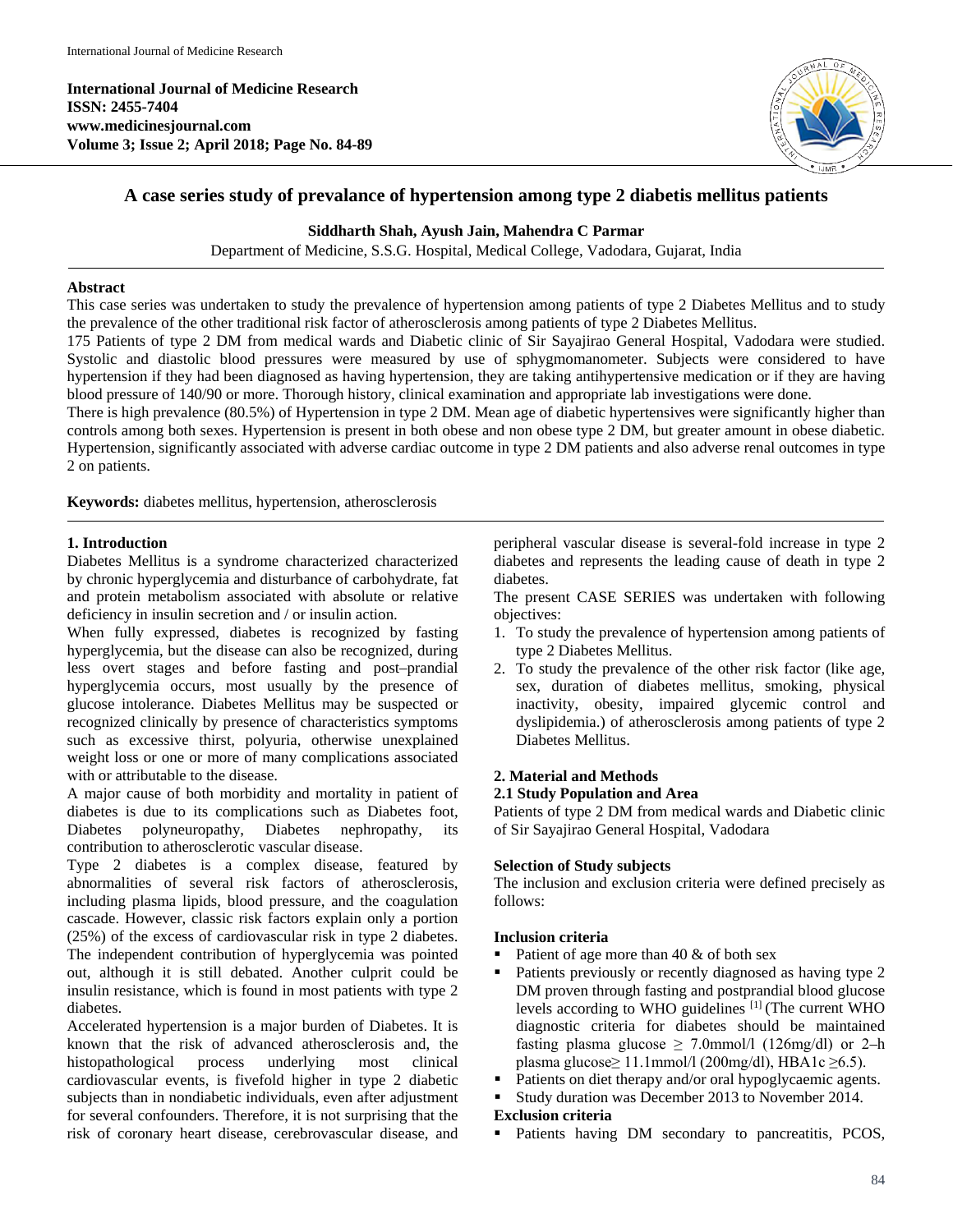International Journal of Medicine Research
ISSN: 2455-7404
www.medicinesjournal.com
Volume 3; Issue 2; April 2018; Page No. 84-89

# A case series study of prevalance of hypertension among type 2 diabetis mellitus patients

**Siddharth Shah, Ayush Jain, Mahendra C Parmar**

Department of Medicine, S.S.G. Hospital, Medical College, Vadodara, Gujarat, India

## Abstract

This case series was undertaken to study the prevalence of hypertension among patients of type 2 Diabetes Mellitus and to study the prevalence of the other traditional risk factor of atherosclerosis among patients of type 2 Diabetes Mellitus.

175 Patients of type 2 DM from medical wards and Diabetic clinic of Sir Sayajirao General Hospital, Vadodara were studied. Systolic and diastolic blood pressures were measured by use of sphygmomanometer. Subjects were considered to have hypertension if they had been diagnosed as having hypertension, they are taking antihypertensive medication or if they are having blood pressure of 140/90 or more. Thorough history, clinical examination and appropriate lab investigations were done.

There is high prevalence (80.5%) of Hypertension in type 2 DM. Mean age of diabetic hypertensives were significantly higher than controls among both sexes. Hypertension is present in both obese and non obese type 2 DM, but greater amount in obese diabetic. Hypertension, significantly associated with adverse cardiac outcome in type 2 DM patients and also adverse renal outcomes in type 2 on patients.

**Keywords:** diabetes mellitus, hypertension, atherosclerosis

## 1. Introduction

Diabetes Mellitus is a syndrome characterized characterized by chronic hyperglycemia and disturbance of carbohydrate, fat and protein metabolism associated with absolute or relative deficiency in insulin secretion and / or insulin action.

When fully expressed, diabetes is recognized by fasting hyperglycemia, but the disease can also be recognized, during less overt stages and before fasting and post–prandial hyperglycemia occurs, most usually by the presence of glucose intolerance. Diabetes Mellitus may be suspected or recognized clinically by presence of characteristics symptoms such as excessive thirst, polyuria, otherwise unexplained weight loss or one or more of many complications associated with or attributable to the disease.

A major cause of both morbidity and mortality in patient of diabetes is due to its complications such as Diabetes foot, Diabetes polyneuropathy, Diabetes nephropathy, its contribution to atherosclerotic vascular disease.

Type 2 diabetes is a complex disease, featured by abnormalities of several risk factors of atherosclerosis, including plasma lipids, blood pressure, and the coagulation cascade. However, classic risk factors explain only a portion (25%) of the excess of cardiovascular risk in type 2 diabetes. The independent contribution of hyperglycemia was pointed out, although it is still debated. Another culprit could be insulin resistance, which is found in most patients with type 2 diabetes.

Accelerated hypertension is a major burden of Diabetes. It is known that the risk of advanced atherosclerosis and, the histopathological process underlying most clinical cardiovascular events, is fivefold higher in type 2 diabetic subjects than in nondiabetic individuals, even after adjustment for several confounders. Therefore, it is not surprising that the risk of coronary heart disease, cerebrovascular disease, and peripheral vascular disease is several-fold increase in type 2 diabetes and represents the leading cause of death in type 2 diabetes.

The present CASE SERIES was undertaken with following objectives:

1. To study the prevalence of hypertension among patients of type 2 Diabetes Mellitus.
2. To study the prevalence of the other risk factor (like age, sex, duration of diabetes mellitus, smoking, physical inactivity, obesity, impaired glycemic control and dyslipidemia.) of atherosclerosis among patients of type 2 Diabetes Mellitus.

## 2. Material and Methods

### 2.1 Study Population and Area

Patients of type 2 DM from medical wards and Diabetic clinic of Sir Sayajirao General Hospital, Vadodara

**Selection of Study subjects**

The inclusion and exclusion criteria were defined precisely as follows:

**Inclusion criteria**

- Patient of age more than 40 & of both sex
- Patients previously or recently diagnosed as having type 2 DM proven through fasting and postprandial blood glucose levels according to WHO guidelines [1] (The current WHO diagnostic criteria for diabetes should be maintained fasting plasma glucose ≥ 7.0mmol/l (126mg/dl) or 2–h plasma glucose≥ 11.1mmol/l (200mg/dl), HBA1c ≥6.5).
- Patients on diet therapy and/or oral hypoglycaemic agents.
- Study duration was December 2013 to November 2014.

**Exclusion criteria**

- Patients having DM secondary to pancreatitis, PCOS,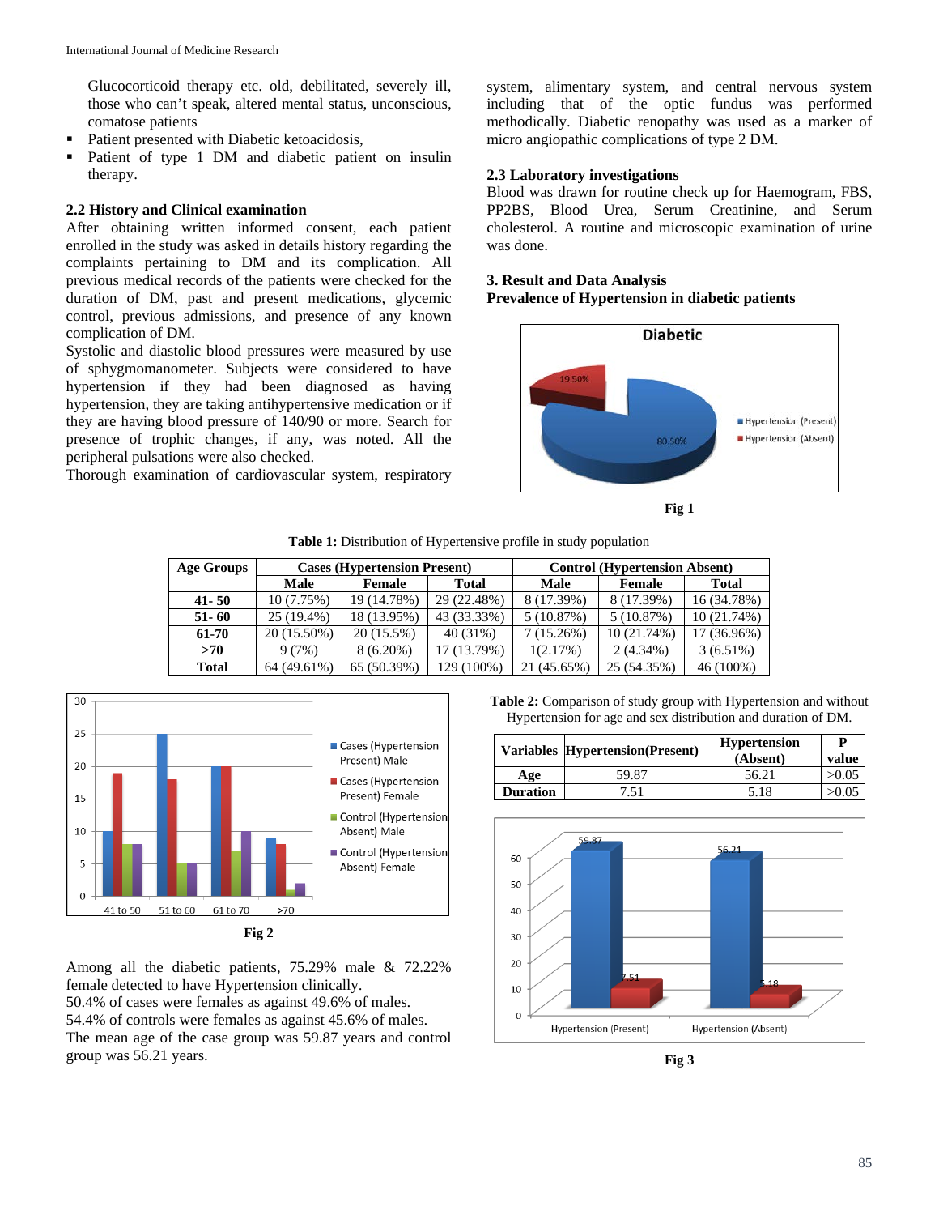Glucocorticoid therapy etc. old, debilitated, severely ill, those who can't speak, altered mental status, unconscious, comatose patients

- Patient presented with Diabetic ketoacidosis,
- Patient of type 1 DM and diabetic patient on insulin therapy.

### 2.2 History and Clinical examination

After obtaining written informed consent, each patient enrolled in the study was asked in details history regarding the complaints pertaining to DM and its complication. All previous medical records of the patients were checked for the duration of DM, past and present medications, glycemic control, previous admissions, and presence of any known complication of DM.

Systolic and diastolic blood pressures were measured by use of sphygmomanometer. Subjects were considered to have hypertension if they had been diagnosed as having hypertension, they are taking antihypertensive medication or if they are having blood pressure of 140/90 or more. Search for presence of trophic changes, if any, was noted. All the peripheral pulsations were also checked.

Thorough examination of cardiovascular system, respiratory system, alimentary system, and central nervous system including that of the optic fundus was performed methodically. Diabetic renopathy was used as a marker of micro angiopathic complications of type 2 DM.

### 2.3 Laboratory investigations

Blood was drawn for routine check up for Haemogram, FBS, PP2BS, Blood Urea, Serum Creatinine, and Serum cholesterol. A routine and microscopic examination of urine was done.

## 3. Result and Data Analysis

**Prevalence of Hypertension in diabetic patients**

**Fig 1**

**Table 1:** Distribution of Hypertensive profile in study population

| Age Groups | Cases (Hypertension Present) | | | Control (Hypertension Absent) | | |
|---|---|---|---|---|---|---|
| | Male | Female | Total | Male | Female | Total |
| **41- 50** | 10 (7.75%) | 19 (14.78%) | 29 (22.48%) | 8 (17.39%) | 8 (17.39%) | 16 (34.78%) |
| **51- 60** | 25 (19.4%) | 18 (13.95%) | 43 (33.33%) | 5 (10.87%) | 5 (10.87%) | 10 (21.74%) |
| **61-70** | 20 (15.50%) | 20 (15.5%) | 40 (31%) | 7 (15.26%) | 10 (21.74%) | 17 (36.96%) |
| **>70** | 9 (7%) | 8 (6.20%) | 17 (13.79%) | 1(2.17%) | 2 (4.34%) | 3 (6.51%) |
| **Total** | 64 (49.61%) | 65 (50.39%) | 129 (100%) | 21 (45.65%) | 25 (54.35%) | 46 (100%) |

**Fig 2**

Among all the diabetic patients, 75.29% male & 72.22% female detected to have Hypertension clinically.

50.4% of cases were females as against 49.6% of males.

54.4% of controls were females as against 45.6% of males.

The mean age of the case group was 59.87 years and control group was 56.21 years.

**Table 2:** Comparison of study group with Hypertension and without Hypertension for age and sex distribution and duration of DM.

| Variables | Hypertension(Present) | Hypertension (Absent) | P value |
|---|---|---|---|
| **Age** | 59.87 | 56.21 | >0.05 |
| **Duration** | 7.51 | 5.18 | >0.05 |

**Fig 3**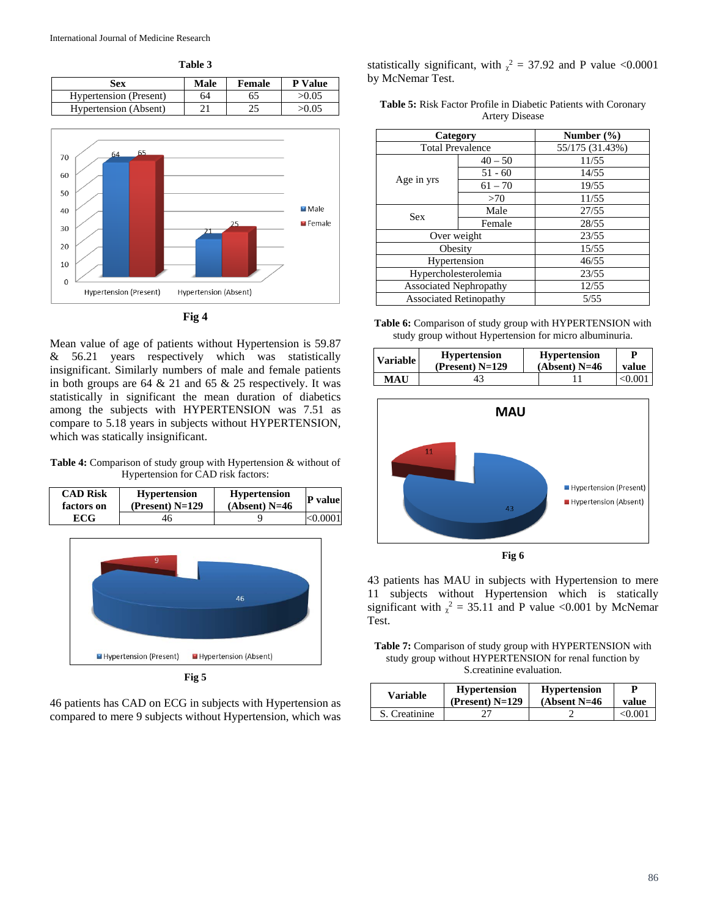**Table 3**

| Sex | Male | Female | P Value |
|---|---|---|---|
| Hypertension (Present) | 64 | 65 | >0.05 |
| Hypertension (Absent) | 21 | 25 | >0.05 |

Fig 4

Mean value of age of patients without Hypertension is 59.87 & 56.21 years respectively which was statistically insignificant. Similarly numbers of male and female patients in both groups are 64 & 21 and 65 & 25 respectively. It was statistically in significant the mean duration of diabetics among the subjects with HYPERTENSION was 7.51 as compare to 5.18 years in subjects without HYPERTENSION, which was statically insignificant.

**Table 4:** Comparison of study group with Hypertension & without of Hypertension for CAD risk factors:

| CAD Risk factors on ECG | Hypertension (Present) N=129 | Hypertension (Absent) N=46 | P value |
|---|---|---|---|
| | 46 | 9 | <0.0001 |

Fig 5

46 patients has CAD on ECG in subjects with Hypertension as compared to mere 9 subjects without Hypertension, which was statistically significant, with $\chi^2$ = 37.92 and P value <0.0001 by McNemar Test.

**Table 5:** Risk Factor Profile in Diabetic Patients with Coronary Artery Disease

| Category | | Number (%) |
|---|---|---|
| Total Prevalence | | 55/175 (31.43%) |
| Age in yrs | 40 – 50 | 11/55 |
| | 51 - 60 | 14/55 |
| | 61 – 70 | 19/55 |
| | >70 | 11/55 |
| Sex | Male | 27/55 |
| | Female | 28/55 |
| Over weight | | 23/55 |
| Obesity | | 15/55 |
| Hypertension | | 46/55 |
| Hypercholesterolemia | | 23/55 |
| Associated Nephropathy | | 12/55 |
| Associated Retinopathy | | 5/55 |

**Table 6:** Comparison of study group with HYPERTENSION with study group without Hypertension for micro albuminuria.

| Variable | Hypertension (Present) N=129 | Hypertension (Absent) N=46 | P value |
|---|---|---|---|
| MAU | 43 | 11 | <0.001 |

Fig 6

43 patients has MAU in subjects with Hypertension to mere 11 subjects without Hypertension which is statically significant with $\chi^2$ = 35.11 and P value <0.001 by McNemar Test.

**Table 7:** Comparison of study group with HYPERTENSION with study group without HYPERTENSION for renal function by S.creatinine evaluation.

| Variable | Hypertension (Present) N=129 | Hypertension (Absent N=46 | P value |
|---|---|---|---|
| S. Creatinine | 27 | 2 | <0.001 |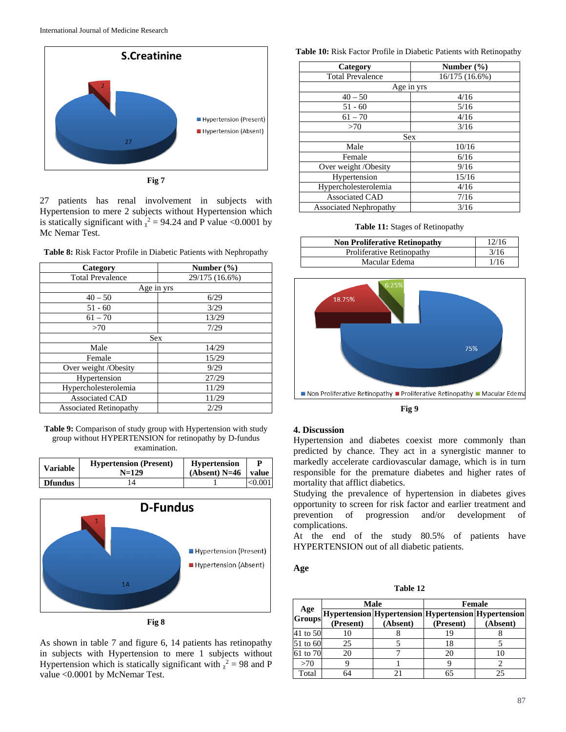S.Creatinine

Fig 7

27 patients has renal involvement in subjects with Hypertension to mere 2 subjects without Hypertension which is statically significant with $\chi^2$ = 94.24 and P value <0.0001 by Mc Nemar Test.

**Table 8:** Risk Factor Profile in Diabetic Patients with Nephropathy

| Category | Number (%) |
|---|---|
| Total Prevalence | 29/175 (16.6%) |
| Age in yrs | |
| 40 – 50 | 6/29 |
| 51 - 60 | 3/29 |
| 61 – 70 | 13/29 |
| >70 | 7/29 |
| Sex | |
| Male | 14/29 |
| Female | 15/29 |
| Over weight /Obesity | 9/29 |
| Hypertension | 27/29 |
| Hypercholesterolemia | 11/29 |
| Associated CAD | 11/29 |
| Associated Retinopathy | 2/29 |

**Table 9:** Comparison of study group with Hypertension with study group without HYPERTENSION for retinopathy by D-fundus examination.

| Variable | Hypertension (Present) N=129 | Hypertension (Absent) N=46 | P value |
|---|---|---|---|
| **Dfundus** | 14 | 1 | <0.001 |

D-Fundus

Fig 8

As shown in table 7 and figure 6, 14 patients has retinopathy in subjects with Hypertension to mere 1 subjects without Hypertension which is statically significant with $\chi^2$ = 98 and P value <0.0001 by McNemar Test.

**Table 10:** Risk Factor Profile in Diabetic Patients with Retinopathy

| Category | Number (%) |
|---|---|
| Total Prevalence | 16/175 (16.6%) |
| Age in yrs | |
| 40 – 50 | 4/16 |
| 51 - 60 | 5/16 |
| 61 – 70 | 4/16 |
| >70 | 3/16 |
| Sex | |
| Male | 10/16 |
| Female | 6/16 |
| Over weight /Obesity | 9/16 |
| Hypertension | 15/16 |
| Hypercholesterolemia | 4/16 |
| Associated CAD | 7/16 |
| Associated Nephropathy | 3/16 |

**Table 11:** Stages of Retinopathy

| Non Proliferative Retinopathy | 12/16 |
|---|---|
| Proliferative Retinopathy | 3/16 |
| Macular Edema | 1/16 |

Fig 9

## 4. Discussion

Hypertension and diabetes coexist more commonly than predicted by chance. They act in a synergistic manner to markedly accelerate cardiovascular damage, which is in turn responsible for the premature diabetes and higher rates of mortality that afflict diabetics.

Studying the prevalence of hypertension in diabetes gives opportunity to screen for risk factor and earlier treatment and prevention of progression and/or development of complications.

At the end of the study 80.5% of patients have HYPERTENSION out of all diabetic patients.

### Age

**Table 12**

| Age Groups | Male | | Female | |
|---|---|---|---|---|
| | Hypertension (Present) | Hypertension (Absent) | Hypertension (Present) | Hypertension (Absent) |
| 41 to 50 | 10 | 8 | 19 | 8 |
| 51 to 60 | 25 | 5 | 18 | 5 |
| 61 to 70 | 20 | 7 | 20 | 10 |
| >70 | 9 | 1 | 9 | 2 |
| Total | 64 | 21 | 65 | 25 |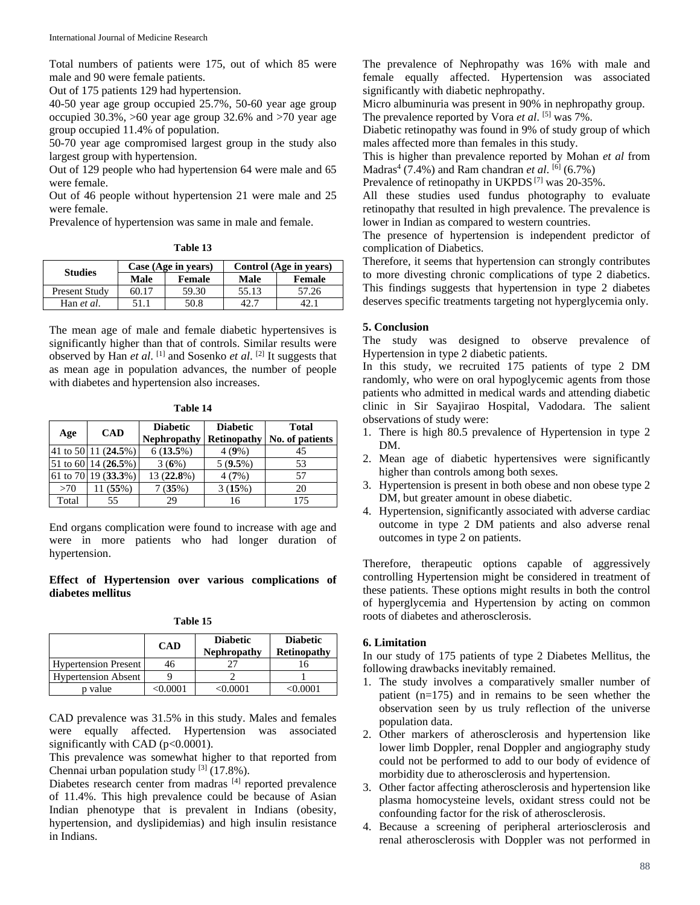Total numbers of patients were 175, out of which 85 were male and 90 were female patients.

Out of 175 patients 129 had hypertension.

40-50 year age group occupied 25.7%, 50-60 year age group occupied 30.3%, >60 year age group 32.6% and >70 year age group occupied 11.4% of population.

50-70 year age compromised largest group in the study also largest group with hypertension.

Out of 129 people who had hypertension 64 were male and 65 were female.

Out of 46 people without hypertension 21 were male and 25 were female.

Prevalence of hypertension was same in male and female.

**Table 13**

| Studies | Case (Age in years) | | Control (Age in years) | |
|---|---|---|---|---|
| | Male | Female | Male | Female |
| Present Study | 60.17 | 59.30 | 55.13 | 57.26 |
| Han *et al*. | 51.1 | 50.8 | 42.7 | 42.1 |

The mean age of male and female diabetic hypertensives is significantly higher than that of controls. Similar results were observed by Han *et al*. [1] and Sosenko *et al*. [2] It suggests that as mean age in population advances, the number of people with diabetes and hypertension also increases.

**Table 14**

| Age | CAD | Diabetic Nephropathy | Diabetic Retinopathy | Total No. of patients |
|---|---|---|---|---|
| 41 to 50 | 11 (**24.5**%) | 6 (**13.5**%) | 4 (**9**%) | 45 |
| 51 to 60 | 14 (**26.5**%) | 3 (**6**%) | 5 (**9.5**%) | 53 |
| 61 to 70 | 19 (**33.3**%) | 13 (**22.8**%) | 4 (**7**%) | 57 |
| >70 | 11 (**55**%) | 7 (**35**%) | 3 (**15**%) | 20 |
| Total | 55 | 29 | 16 | 175 |

End organs complication were found to increase with age and were in more patients who had longer duration of hypertension.

**Effect of Hypertension over various complications of diabetes mellitus**

**Table 15**

| | CAD | Diabetic Nephropathy | Diabetic Retinopathy |
|---|---|---|---|
| Hypertension Present | 46 | 27 | 16 |
| Hypertension Absent | 9 | 2 | 1 |
| p value | <0.0001 | <0.0001 | <0.0001 |

CAD prevalence was 31.5% in this study. Males and females were equally affected. Hypertension was associated significantly with CAD ($p<0.0001$).

This prevalence was somewhat higher to that reported from Chennai urban population study [3] (17.8%).

Diabetes research center from madras [4] reported prevalence of 11.4%. This high prevalence could be because of Asian Indian phenotype that is prevalent in Indians (obesity, hypertension, and dyslipidemias) and high insulin resistance in Indians.

The prevalence of Nephropathy was 16% with male and female equally affected. Hypertension was associated significantly with diabetic nephropathy.

Micro albuminuria was present in 90% in nephropathy group. The prevalence reported by Vora *et al*. [5] was 7%.

Diabetic retinopathy was found in 9% of study group of which males affected more than females in this study.

This is higher than prevalence reported by Mohan *et al* from Madras[4] (7.4%) and Ram chandran *et al*. [6] (6.7%)

Prevalence of retinopathy in UKPDS [7] was 20-35%.

All these studies used fundus photography to evaluate retinopathy that resulted in high prevalence. The prevalence is lower in Indian as compared to western countries.

The presence of hypertension is independent predictor of complication of Diabetics.

Therefore, it seems that hypertension can strongly contributes to more divesting chronic complications of type 2 diabetics. This findings suggests that hypertension in type 2 diabetes deserves specific treatments targeting not hyperglycemia only.

## 5. Conclusion

The study was designed to observe prevalence of Hypertension in type 2 diabetic patients.

In this study, we recruited 175 patients of type 2 DM randomly, who were on oral hypoglycemic agents from those patients who admitted in medical wards and attending diabetic clinic in Sir Sayajirao Hospital, Vadodara. The salient observations of study were:

1. There is high 80.5 prevalence of Hypertension in type 2 DM.
2. Mean age of diabetic hypertensives were significantly higher than controls among both sexes.
3. Hypertension is present in both obese and non obese type 2 DM, but greater amount in obese diabetic.
4. Hypertension, significantly associated with adverse cardiac outcome in type 2 DM patients and also adverse renal outcomes in type 2 on patients.

Therefore, therapeutic options capable of aggressively controlling Hypertension might be considered in treatment of these patients. These options might results in both the control of hyperglycemia and Hypertension by acting on common roots of diabetes and atherosclerosis.

## 6. Limitation

In our study of 175 patients of type 2 Diabetes Mellitus, the following drawbacks inevitably remained.

1. The study involves a comparatively smaller number of patient (n=175) and in remains to be seen whether the observation seen by us truly reflection of the universe population data.
2. Other markers of atherosclerosis and hypertension like lower limb Doppler, renal Doppler and angiography study could not be performed to add to our body of evidence of morbidity due to atherosclerosis and hypertension.
3. Other factor affecting atherosclerosis and hypertension like plasma homocysteine levels, oxidant stress could not be confounding factor for the risk of atherosclerosis.
4. Because a screening of peripheral arteriosclerosis and renal atherosclerosis with Doppler was not performed in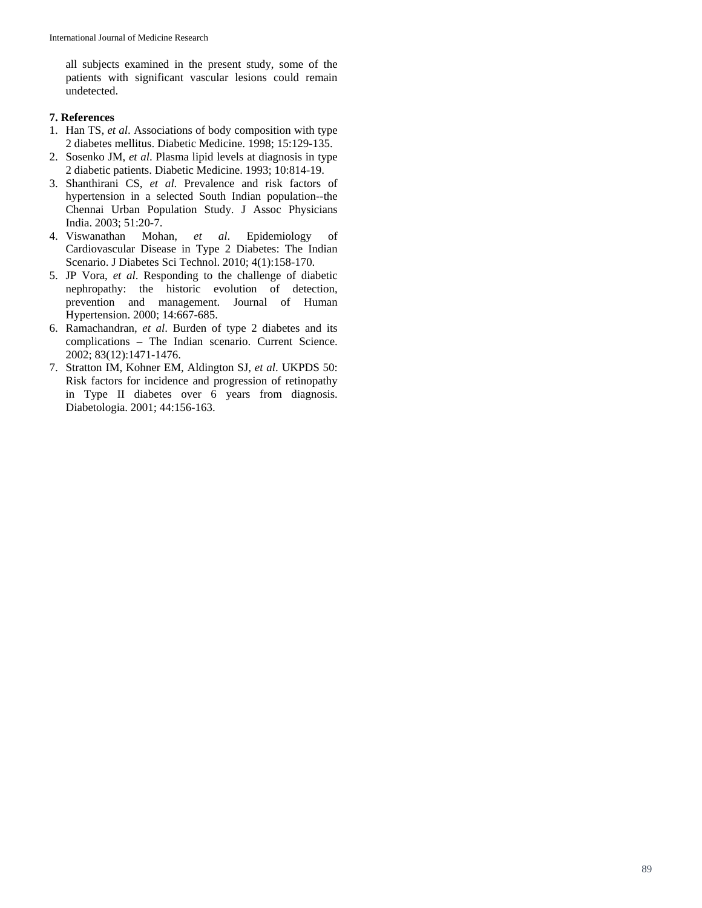all subjects examined in the present study, some of the patients with significant vascular lesions could remain undetected.

**7. References**

1. Han TS, *et al*. Associations of body composition with type 2 diabetes mellitus. Diabetic Medicine. 1998; 15:129-135.
2. Sosenko JM, *et al*. Plasma lipid levels at diagnosis in type 2 diabetic patients. Diabetic Medicine. 1993; 10:814-19.
3. Shanthirani CS, *et al*. Prevalence and risk factors of hypertension in a selected South Indian population--the Chennai Urban Population Study. J Assoc Physicians India. 2003; 51:20-7.
4. Viswanathan Mohan, *et al*. Epidemiology of Cardiovascular Disease in Type 2 Diabetes: The Indian Scenario. J Diabetes Sci Technol. 2010; 4(1):158-170.
5. JP Vora, *et al*. Responding to the challenge of diabetic nephropathy: the historic evolution of detection, prevention and management. Journal of Human Hypertension. 2000; 14:667-685.
6. Ramachandran, *et al*. Burden of type 2 diabetes and its complications – The Indian scenario. Current Science. 2002; 83(12):1471-1476.
7. Stratton IM, Kohner EM, Aldington SJ, *et al*. UKPDS 50: Risk factors for incidence and progression of retinopathy in Type II diabetes over 6 years from diagnosis. Diabetologia. 2001; 44:156-163.